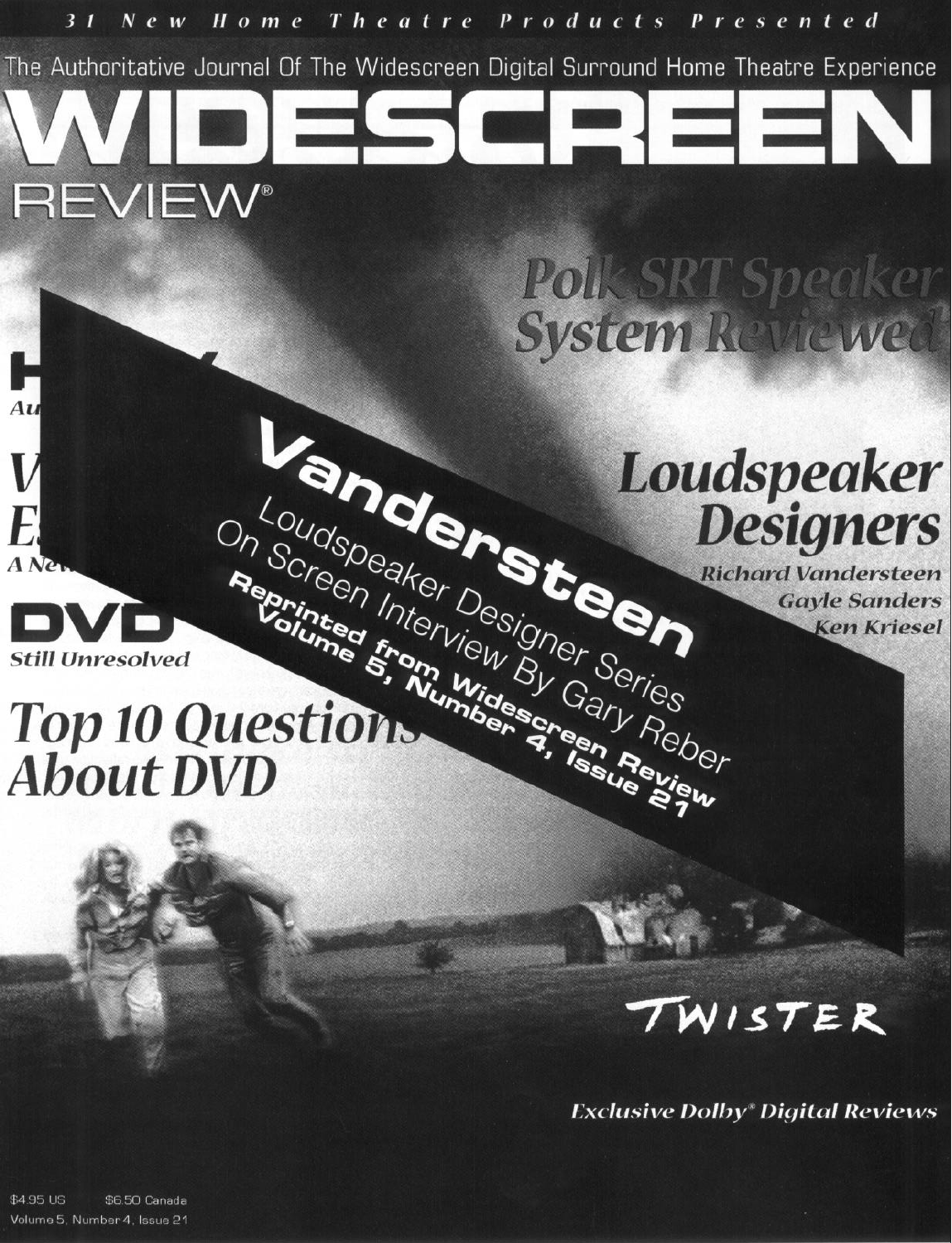31 New Home Theatre Products Presented

The Authoritative Journal Of The Widescreen Digital Surround Home Theatre Experience

# WIDESCREEN REVIEW®

## Polk SRT Speaker System Reviewed

## Vandersteen

Loudspeaker Designer Series

On Screen Interview By Gary Reber

**Reprinted from Widescreen Review Volume 5, Number 4, Issue 21**

## Loudspeaker Designers

**Richard Vandersteen**
**Gayle Sanders**
**Ken Kriesel**

**DVD**
*Still Unresolved*

## Top 10 Questions About DVD

TWISTER

*Exclusive Dolby® Digital Reviews*

$4.95 US $6.50 Canada
Volume 5, Number 4, Issue 21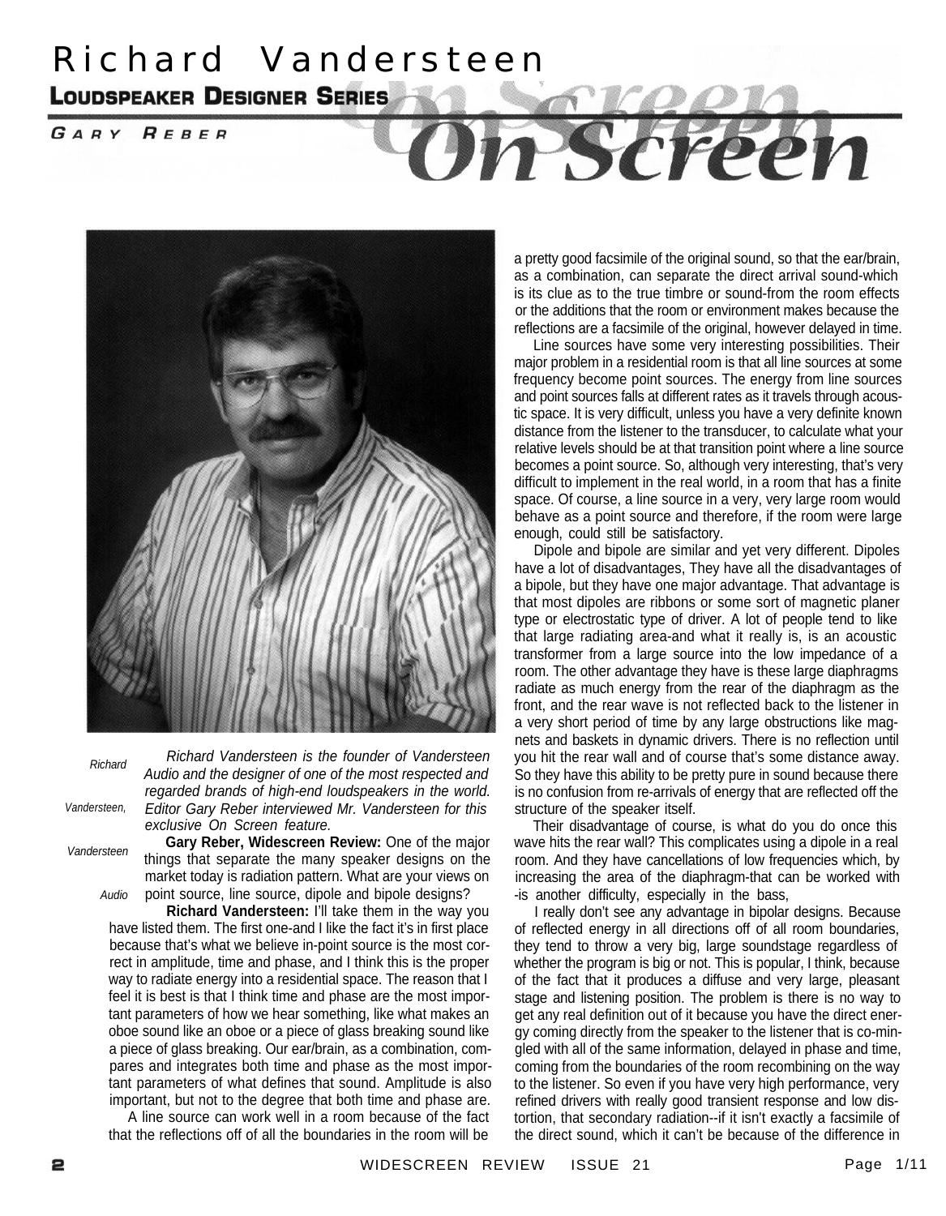# Richard Vandersteen

## Loudspeaker Designer Series

### Gary Reber

Richard Vandersteen, Vandersteen Audio

*Richard Vandersteen is the founder of Vandersteen Audio and the designer of one of the most respected and regarded brands of high-end loudspeakers in the world. Editor Gary Reber interviewed Mr. Vandersteen for this exclusive On Screen feature.*

**Gary Reber, Widescreen Review:** One of the major things that separate the many speaker designs on the market today is radiation pattern. What are your views on point source, line source, dipole and bipole designs?

**Richard Vandersteen:** I'll take them in the way you have listed them. The first one-and I like the fact it's in first place because that's what we believe in-point source is the most correct in amplitude, time and phase, and I think this is the proper way to radiate energy into a residential space. The reason that I feel it is best is that I think time and phase are the most important parameters of how we hear something, like what makes an oboe sound like an oboe or a piece of glass breaking sound like a piece of glass breaking. Our ear/brain, as a combination, compares and integrates both time and phase as the most important parameters of what defines that sound. Amplitude is also important, but not to the degree that both time and phase are.

A line source can work well in a room because of the fact that the reflections off of all the boundaries in the room will be a pretty good facsimile of the original sound, so that the ear/brain, as a combination, can separate the direct arrival sound-which is its clue as to the true timbre or sound-from the room effects or the additions that the room or environment makes because the reflections are a facsimile of the original, however delayed in time.

Line sources have some very interesting possibilities. Their major problem in a residential room is that all line sources at some frequency become point sources. The energy from line sources and point sources falls at different rates as it travels through acoustic space. It is very difficult, unless you have a very definite known distance from the listener to the transducer, to calculate what your relative levels should be at that transition point where a line source becomes a point source. So, although very interesting, that's very difficult to implement in the real world, in a room that has a finite space. Of course, a line source in a very, very large room would behave as a point source and therefore, if the room were large enough, could still be satisfactory.

Dipole and bipole are similar and yet very different. Dipoles have a lot of disadvantages, They have all the disadvantages of a bipole, but they have one major advantage. That advantage is that most dipoles are ribbons or some sort of magnetic planer type or electrostatic type of driver. A lot of people tend to like that large radiating area-and what it really is, is an acoustic transformer from a large source into the low impedance of a room. The other advantage they have is these large diaphragms radiate as much energy from the rear of the diaphragm as the front, and the rear wave is not reflected back to the listener in a very short period of time by any large obstructions like magnets and baskets in dynamic drivers. There is no reflection until you hit the rear wall and of course that's some distance away. So they have this ability to be pretty pure in sound because there is no confusion from re-arrivals of energy that are reflected off the structure of the speaker itself.

Their disadvantage of course, is what do you do once this wave hits the rear wall? This complicates using a dipole in a real room. And they have cancellations of low frequencies which, by increasing the area of the diaphragm-that can be worked with -is another difficulty, especially in the bass,

I really don't see any advantage in bipolar designs. Because of reflected energy in all directions off of all room boundaries, they tend to throw a very big, large soundstage regardless of whether the program is big or not. This is popular, I think, because of the fact that it produces a diffuse and very large, pleasant stage and listening position. The problem is there is no way to get any real definition out of it because you have the direct energy coming directly from the speaker to the listener that is co-mingled with all of the same information, delayed in phase and time, coming from the boundaries of the room recombining on the way to the listener. So even if you have very high performance, very refined drivers with really good transient response and low distortion, that secondary radiation--if it isn't exactly a facsimile of the direct sound, which it can't be because of the difference in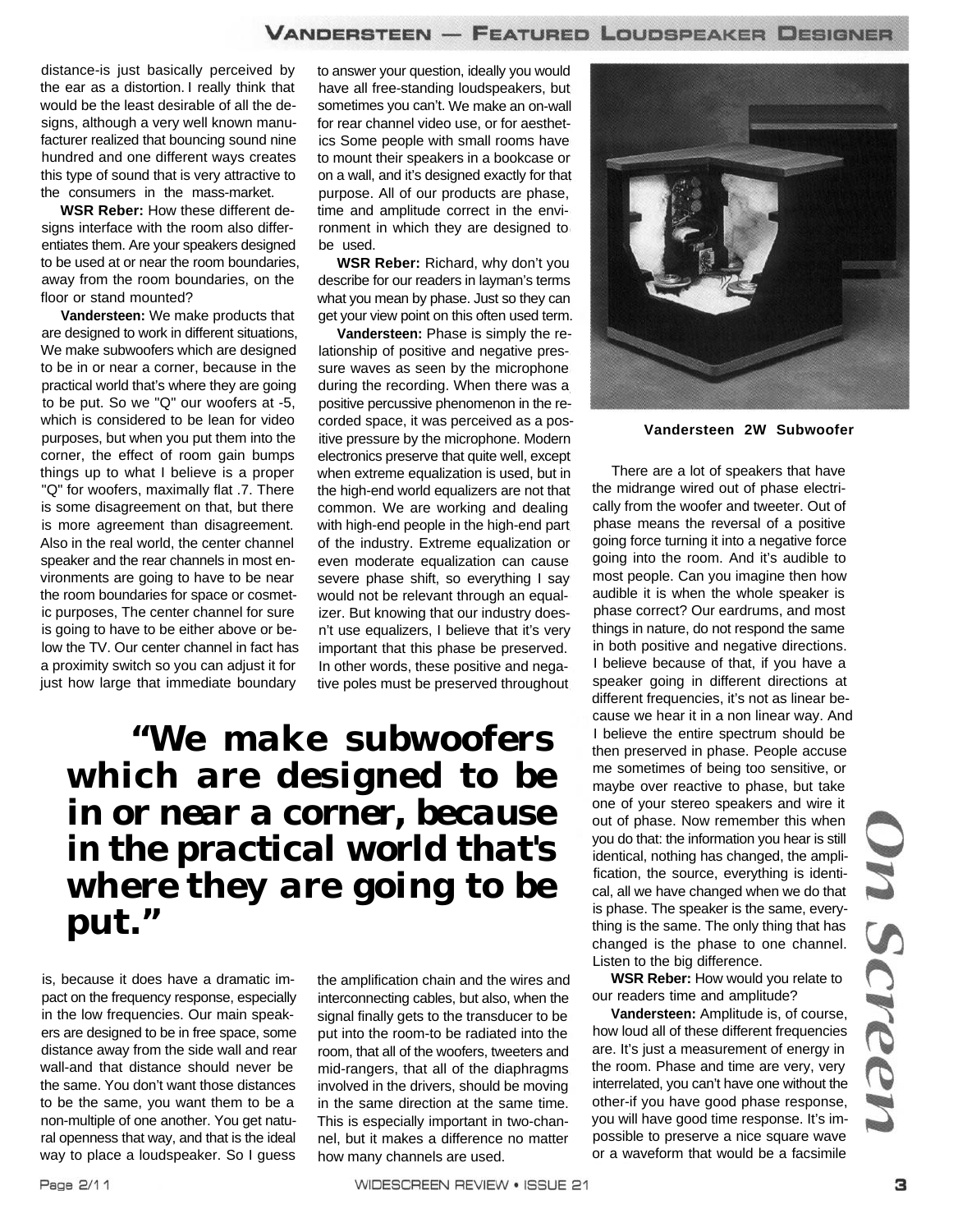distance-is just basically perceived by the ear as a distortion. I really think that would be the least desirable of all the designs, although a very well known manufacturer realized that bouncing sound nine hundred and one different ways creates this type of sound that is very attractive to the consumers in the mass-market.

**WSR Reber:** How these different designs interface with the room also differentiates them. Are your speakers designed to be used at or near the room boundaries, away from the room boundaries, on the floor or stand mounted?

**Vandersteen:** We make products that are designed to work in different situations, We make subwoofers which are designed to be in or near a corner, because in the practical world that's where they are going to be put. So we "Q" our woofers at -5, which is considered to be lean for video purposes, but when you put them into the corner, the effect of room gain bumps things up to what I believe is a proper "Q" for woofers, maximally flat .7. There is some disagreement on that, but there is more agreement than disagreement. Also in the real world, the center channel speaker and the rear channels in most environments are going to have to be near the room boundaries for space or cosmetic purposes, The center channel for sure is going to have to be either above or below the TV. Our center channel in fact has a proximity switch so you can adjust it for just how large that immediate boundary is, because it does have a dramatic impact on the frequency response, especially in the low frequencies. Our main speakers are designed to be in free space, some distance away from the side wall and rear wall-and that distance should never be the same. You don't want those distances to be the same, you want them to be a non-multiple of one another. You get natural openness that way, and that is the ideal way to place a loudspeaker. So I guess to answer your question, ideally you would have all free-standing loudspeakers, but sometimes you can't. We make an on-wall for rear channel video use, or for aesthetics Some people with small rooms have to mount their speakers in a bookcase or on a wall, and it's designed exactly for that purpose. All of our products are phase, time and amplitude correct in the environment in which they are designed to be used.

**WSR Reber:** Richard, why don't you describe for our readers in layman's terms what you mean by phase. Just so they can get your view point on this often used term.

**Vandersteen:** Phase is simply the relationship of positive and negative pressure waves as seen by the microphone during the recording. When there was a positive percussive phenomenon in the recorded space, it was perceived as a positive pressure by the microphone. Modern electronics preserve that quite well, except when extreme equalization is used, but in the high-end world equalizers are not that common. We are working and dealing with high-end people in the high-end part of the industry. Extreme equalization or even moderate equalization can cause severe phase shift, so everything I say would not be relevant through an equalizer. But knowing that our industry doesn't use equalizers, I believe that it's very important that this phase be preserved. In other words, these positive and negative poles must be preserved throughout the amplification chain and the wires and interconnecting cables, but also, when the signal finally gets to the transducer to be put into the room-to be radiated into the room, that all of the woofers, tweeters and mid-rangers, that all of the diaphragms involved in the drivers, should be moving in the same direction at the same time. This is especially important in two-channel, but it makes a difference no matter how many channels are used.

> **"We make subwoofers which are designed to be in or near a corner, because in the practical world that's where they are going to be put."**

**Vandersteen 2W Subwoofer**

There are a lot of speakers that have the midrange wired out of phase electrically from the woofer and tweeter. Out of phase means the reversal of a positive going force turning it into a negative force going into the room. And it's audible to most people. Can you imagine then how audible it is when the whole speaker is phase correct? Our eardrums, and most things in nature, do not respond the same in both positive and negative directions. I believe because of that, if you have a speaker going in different directions at different frequencies, it's not as linear because we hear it in a non linear way. And I believe the entire spectrum should be then preserved in phase. People accuse me sometimes of being too sensitive, or maybe over reactive to phase, but take one of your stereo speakers and wire it out of phase. Now remember this when you do that: the information you hear is still identical, nothing has changed, the amplification, the source, everything is identical, all we have changed when we do that is phase. The speaker is the same, everything is the same. The only thing that has changed is the phase to one channel. Listen to the big difference.

**WSR Reber:** How would you relate to our readers time and amplitude?

**Vandersteen:** Amplitude is, of course, how loud all of these different frequencies are. It's just a measurement of energy in the room. Phase and time are very, very interrelated, you can't have one without the other-if you have good phase response, you will have good time response. It's impossible to preserve a nice square wave or a waveform that would be a facsimile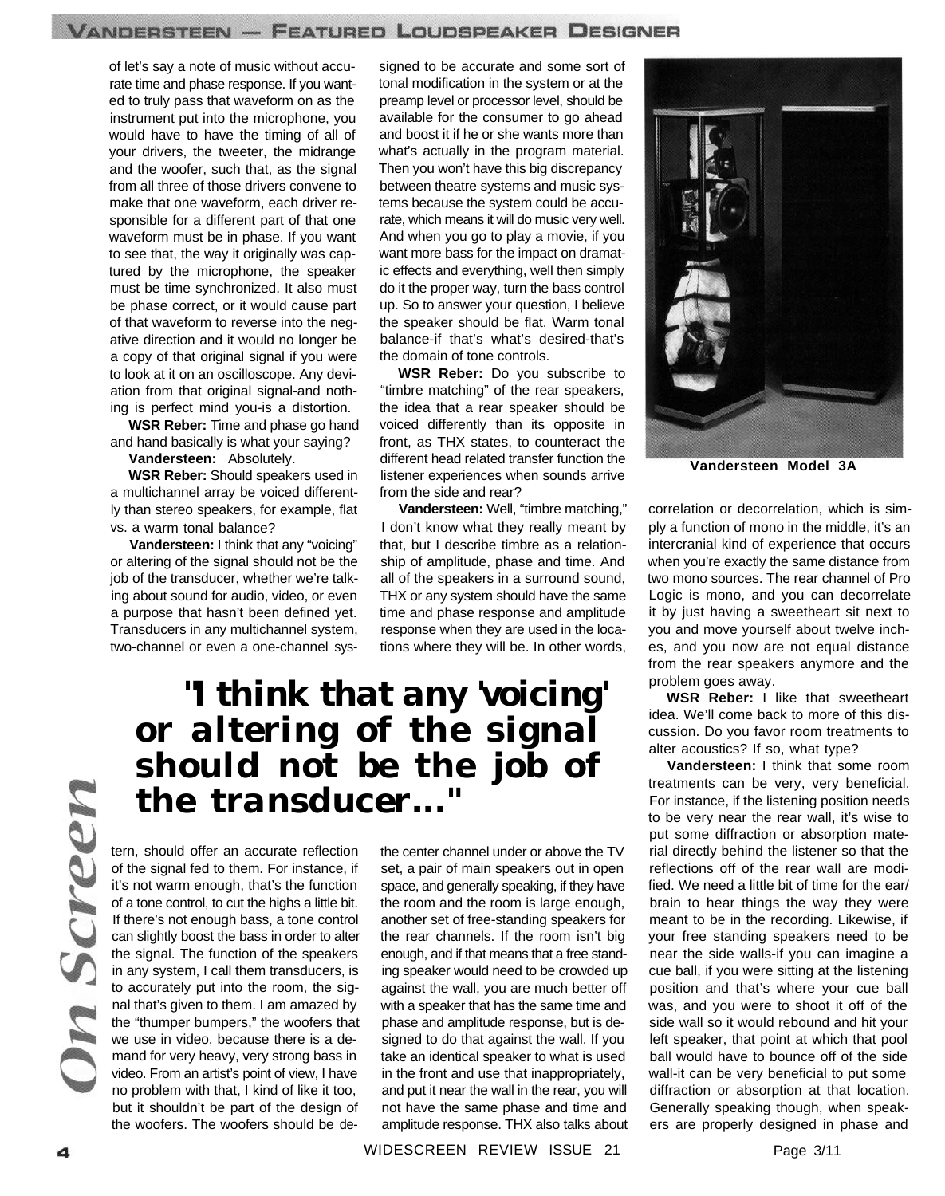of let's say a note of music without accurate time and phase response. If you wanted to truly pass that waveform on as the instrument put into the microphone, you would have to have the timing of all of your drivers, the tweeter, the midrange and the woofer, such that, as the signal from all three of those drivers convene to make that one waveform, each driver responsible for a different part of that one waveform must be in phase. If you want to see that, the way it originally was captured by the microphone, the speaker must be time synchronized. It also must be phase correct, or it would cause part of that waveform to reverse into the negative direction and it would no longer be a copy of that original signal if you were to look at it on an oscilloscope. Any deviation from that original signal-and nothing is perfect mind you-is a distortion.

**WSR Reber:** Time and phase go hand and hand basically is what your saying?

**Vandersteen:** Absolutely.

**WSR Reber:** Should speakers used in a multichannel array be voiced differently than stereo speakers, for example, flat vs. a warm tonal balance?

**Vandersteen:** I think that any "voicing" or altering of the signal should not be the job of the transducer, whether we're talking about sound for audio, video, or even a purpose that hasn't been defined yet. Transducers in any multichannel system, two-channel or even a one-channel system, should offer an accurate reflection of the signal fed to them. For instance, if it's not warm enough, that's the function of a tone control, to cut the highs a little bit. If there's not enough bass, a tone control can slightly boost the bass in order to alter the signal. The function of the speakers in any system, I call them transducers, is to accurately put into the room, the signal that's given to them. I am amazed by the "thumper bumpers," the woofers that we use in video, because there is a demand for very heavy, very strong bass in video. From an artist's point of view, I have no problem with that, I kind of like it too, but it shouldn't be part of the design of the woofers. The woofers should be designed to be accurate and some sort of tonal modification in the system or at the preamp level or processor level, should be available for the consumer to go ahead and boost it if he or she wants more than what's actually in the program material. Then you won't have this big discrepancy between theatre systems and music systems because the system could be accurate, which means it will do music very well. And when you go to play a movie, if you want more bass for the impact on dramatic effects and everything, well then simply do it the proper way, turn the bass control up. So to answer your question, I believe the speaker should be flat. Warm tonal balance-if that's what's desired-that's the domain of tone controls.

> **"I think that any 'voicing' or altering of the signal should not be the job of the transducer..."**

**WSR Reber:** Do you subscribe to "timbre matching" of the rear speakers, the idea that a rear speaker should be voiced differently than its opposite in front, as THX states, to counteract the different head related transfer function the listener experiences when sounds arrive from the side and rear?

**Vandersteen:** Well, "timbre matching," I don't know what they really meant by that, but I describe timbre as a relationship of amplitude, phase and time. And all of the speakers in a surround sound, THX or any system should have the same time and phase response and amplitude response when they are used in the locations where they will be. In other words, the center channel under or above the TV set, a pair of main speakers out in open space, and generally speaking, if they have the room and the room is large enough, another set of free-standing speakers for the rear channels. If the room isn't big enough, and if that means that a free standing speaker would need to be crowded up against the wall, you are much better off with a speaker that has the same time and phase and amplitude response, but is designed to do that against the wall. If you take an identical speaker to what is used in the front and use that inappropriately, and put it near the wall in the rear, you will not have the same phase and time and amplitude response. THX also talks about correlation or decorrelation, which is simply a function of mono in the middle, it's an intercranial kind of experience that occurs when you're exactly the same distance from two mono sources. The rear channel of Pro Logic is mono, and you can decorrelate it by just having a sweetheart sit next to you and move yourself about twelve inches, and you now are not equal distance from the rear speakers anymore and the problem goes away.

**Vandersteen Model 3A**

**WSR Reber:** I like that sweetheart idea. We'll come back to more of this discussion. Do you favor room treatments to alter acoustics? If so, what type?

**Vandersteen:** I think that some room treatments can be very, very beneficial. For instance, if the listening position needs to be very near the rear wall, it's wise to put some diffraction or absorption material directly behind the listener so that the reflections off of the rear wall are modified. We need a little bit of time for the ear/brain to hear things the way they were meant to be in the recording. Likewise, if your free standing speakers need to be near the side walls-if you can imagine a cue ball, if you were sitting at the listening position and that's where your cue ball was, and you were to shoot it off of the side wall so it would rebound and hit your left speaker, that point at which that pool ball would have to bounce off of the side wall-it can be very beneficial to put some diffraction or absorption at that location. Generally speaking though, when speakers are properly designed in phase and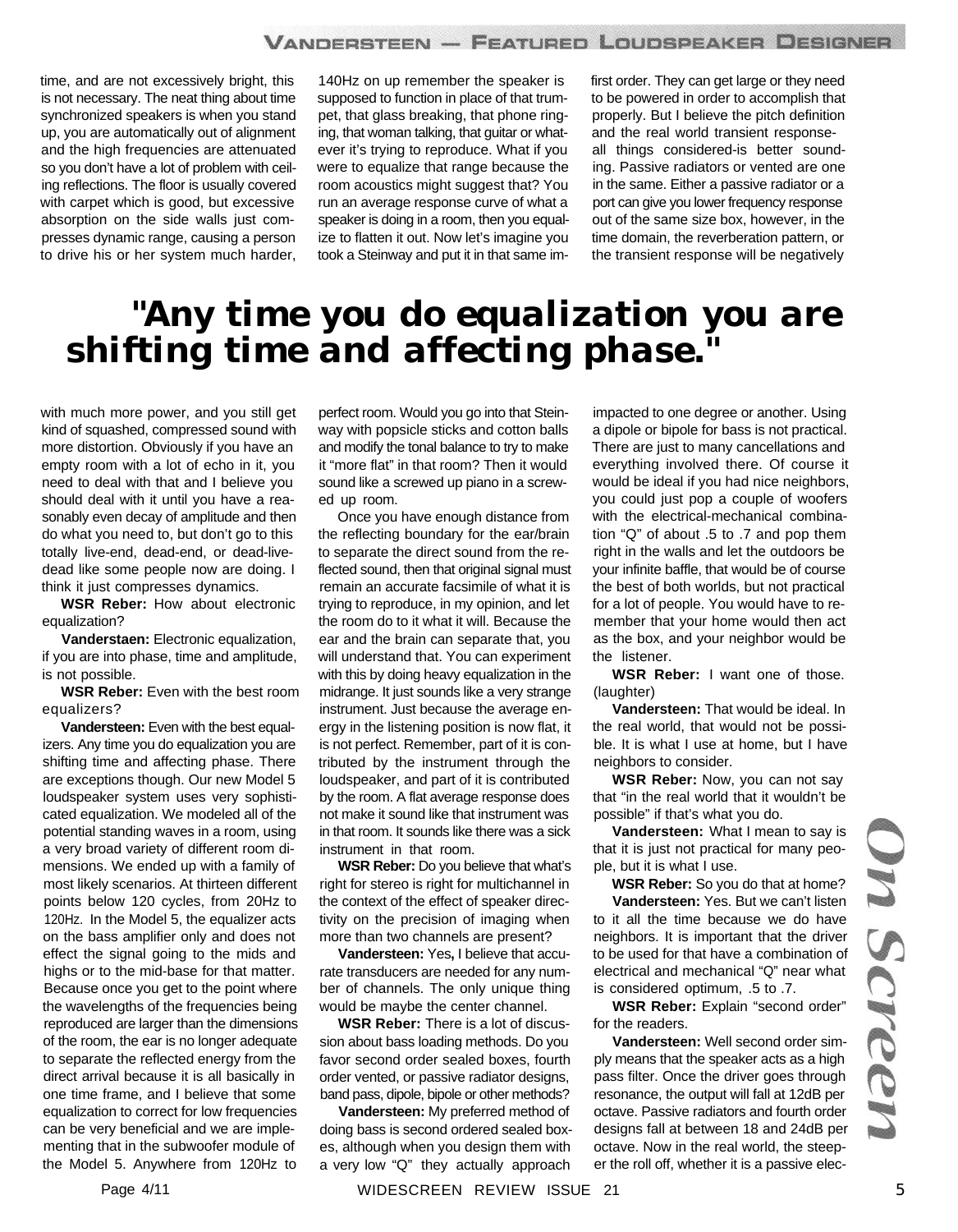time, and are not excessively bright, this is not necessary. The neat thing about time synchronized speakers is when you stand up, you are automatically out of alignment and the high frequencies are attenuated so you don't have a lot of problem with ceiling reflections. The floor is usually covered with carpet which is good, but excessive absorption on the side walls just compresses dynamic range, causing a person to drive his or her system much harder, with much more power, and you still get kind of squashed, compressed sound with more distortion. Obviously if you have an empty room with a lot of echo in it, you need to deal with that and I believe you should deal with it until you have a reasonably even decay of amplitude and then do what you need to, but don't go to this totally live-end, dead-end, or dead-live-dead like some people now are doing. I think it just compresses dynamics.

**WSR Reber:** How about electronic equalization?

**Vanderstaen:** Electronic equalization, if you are into phase, time and amplitude, is not possible.

**WSR Reber:** Even with the best room equalizers?

**Vandersteen:** Even with the best equalizers. Any time you do equalization you are shifting time and affecting phase. There are exceptions though. Our new Model 5 loudspeaker system uses very sophisticated equalization. We modeled all of the potential standing waves in a room, using a very broad variety of different room dimensions. We ended up with a family of most likely scenarios. At thirteen different points below 120 cycles, from 20Hz to 120Hz. In the Model 5, the equalizer acts on the bass amplifier only and does not effect the signal going to the mids and highs or to the mid-base for that matter. Because once you get to the point where the wavelengths of the frequencies being reproduced are larger than the dimensions of the room, the ear is no longer adequate to separate the reflected energy from the direct arrival because it is all basically in one time frame, and I believe that some equalization to correct for low frequencies can be very beneficial and we are implementing that in the subwoofer module of the Model 5. Anywhere from 120Hz to 140Hz on up remember the speaker is supposed to function in place of that trumpet, that glass breaking, that phone ringing, that woman talking, that guitar or whatever it's trying to reproduce. What if you were to equalize that range because the room acoustics might suggest that? You run an average response curve of what a speaker is doing in a room, then you equalize to flatten it out. Now let's imagine you took a Steinway and put it in that same imperfect room. Would you go into that Steinway with popsicle sticks and cotton balls and modify the tonal balance to try to make it "more flat" in that room? Then it would sound like a screwed up piano in a screwed up room.

> **"Any time you do equalization you are shifting time and affecting phase."**

Once you have enough distance from the reflecting boundary for the ear/brain to separate the direct sound from the reflected sound, then that original signal must remain an accurate facsimile of what it is trying to reproduce, in my opinion, and let the room do to it what it will. Because the ear and the brain can separate that, you will understand that. You can experiment with this by doing heavy equalization in the midrange. It just sounds like a very strange instrument. Just because the average energy in the listening position is now flat, it is not perfect. Remember, part of it is contributed by the instrument through the loudspeaker, and part of it is contributed by the room. A flat average response does not make it sound like that instrument was in that room. It sounds like there was a sick instrument in that room.

**WSR Reber:** Do you believe that what's right for stereo is right for multichannel in the context of the effect of speaker directivity on the precision of imaging when more than two channels are present?

**Vandersteen:** Yes, I believe that accurate transducers are needed for any number of channels. The only unique thing would be maybe the center channel.

**WSR Reber:** There is a lot of discussion about bass loading methods. Do you favor second order sealed boxes, fourth order vented, or passive radiator designs, band pass, dipole, bipole or other methods?

**Vandersteen:** My preferred method of doing bass is second ordered sealed boxes, although when you design them with a very low "Q" they actually approach first order. They can get large or they need to be powered in order to accomplish that properly. But I believe the pitch definition and the real world transient response-all things considered-is better sounding. Passive radiators or vented are one in the same. Either a passive radiator or a port can give you lower frequency response out of the same size box, however, in the time domain, the reverberation pattern, or the transient response will be negatively impacted to one degree or another. Using a dipole or bipole for bass is not practical. There are just to many cancellations and everything involved there. Of course it would be ideal if you had nice neighbors, you could just pop a couple of woofers with the electrical-mechanical combination "Q" of about .5 to .7 and pop them right in the walls and let the outdoors be your infinite baffle, that would be of course the best of both worlds, but not practical for a lot of people. You would have to remember that your home would then act as the box, and your neighbor would be the listener.

**WSR Reber:** I want one of those. (laughter)

**Vandersteen:** That would be ideal. In the real world, that would not be possible. It is what I use at home, but I have neighbors to consider.

**WSR Reber:** Now, you can not say that "in the real world that it wouldn't be possible" if that's what you do.

**Vandersteen:** What I mean to say is that it is just not practical for many people, but it is what I use.

**WSR Reber:** So you do that at home?

**Vandersteen:** Yes. But we can't listen to it all the time because we do have neighbors. It is important that the driver to be used for that have a combination of electrical and mechanical "Q" near what is considered optimum, .5 to .7.

**WSR Reber:** Explain "second order" for the readers.

**Vandersteen:** Well second order simply means that the speaker acts as a high pass filter. Once the driver goes through resonance, the output will fall at 12dB per octave. Passive radiators and fourth order designs fall at between 18 and 24dB per octave. Now in the real world, the steeper the roll off, whether it is a passive elec-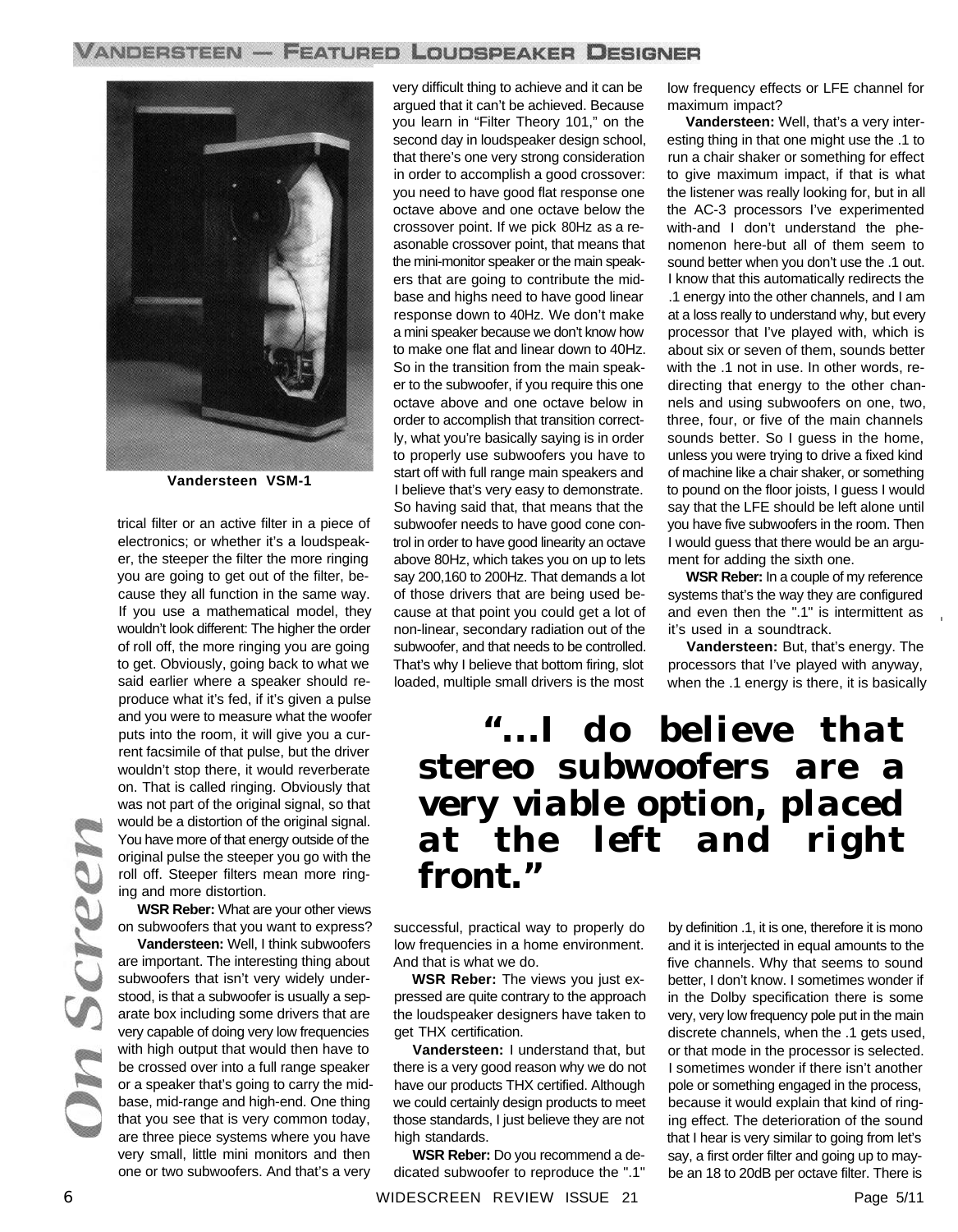Vandersteen VSM-1

trical filter or an active filter in a piece of electronics; or whether it's a loudspeaker, the steeper the filter the more ringing you are going to get out of the filter, because they all function in the same way. If you use a mathematical model, they wouldn't look different: The higher the order of roll off, the more ringing you are going to get. Obviously, going back to what we said earlier where a speaker should reproduce what it's fed, if it's given a pulse and you were to measure what the woofer puts into the room, it will give you a current facsimile of that pulse, but the driver wouldn't stop there, it would reverberate on. That is called ringing. Obviously that was not part of the original signal, so that would be a distortion of the original signal. You have more of that energy outside of the original pulse the steeper you go with the roll off. Steeper filters mean more ringing and more distortion.

**WSR Reber:** What are your other views on subwoofers that you want to express?

**Vandersteen:** Well, I think subwoofers are important. The interesting thing about subwoofers that isn't very widely understood, is that a subwoofer is usually a separate box including some drivers that are very capable of doing very low frequencies with high output that would then have to be crossed over into a full range speaker or a speaker that's going to carry the midbase, mid-range and high-end. One thing that you see that is very common today, are three piece systems where you have very small, little mini monitors and then one or two subwoofers. And that's a very very difficult thing to achieve and it can be argued that it can't be achieved. Because you learn in "Filter Theory 101," on the second day in loudspeaker design school, that there's one very strong consideration in order to accomplish a good crossover: you need to have good flat response one octave above and one octave below the crossover point. If we pick 80Hz as a reasonable crossover point, that means that the mini-monitor speaker or the main speakers that are going to contribute the midbase and highs need to have good linear response down to 40Hz. We don't make a mini speaker because we don't know how to make one flat and linear down to 40Hz. So in the transition from the main speaker to the subwoofer, if you require this one octave above and one octave below in order to accomplish that transition correctly, what you're basically saying is in order to properly use subwoofers you have to start off with full range main speakers and I believe that's very easy to demonstrate. So having said that, that means that the subwoofer needs to have good cone control in order to have good linearity an octave above 80Hz, which takes you on up to lets say 200,160 to 200Hz. That demands a lot of those drivers that are being used because at that point you could get a lot of non-linear, secondary radiation out of the subwoofer, and that needs to be controlled. That's why I believe that bottom firing, slot loaded, multiple small drivers is the most successful, practical way to properly do low frequencies in a home environment. And that is what we do.

**WSR Reber:** The views you just expressed are quite contrary to the approach the loudspeaker designers have taken to get THX certification.

**Vandersteen:** I understand that, but there is a very good reason why we do not have our products THX certified. Although we could certainly design products to meet those standards, I just believe they are not high standards.

**WSR Reber:** Do you recommend a dedicated subwoofer to reproduce the ".1" low frequency effects or LFE channel for maximum impact?

**Vandersteen:** Well, that's a very interesting thing in that one might use the .1 to run a chair shaker or something for effect to give maximum impact, if that is what the listener was really looking for, but in all the AC-3 processors I've experimented with-and I don't understand the phenomenon here-but all of them seem to sound better when you don't use the .1 out. I know that this automatically redirects the .1 energy into the other channels, and I am at a loss really to understand why, but every processor that I've played with, which is about six or seven of them, sounds better with the .1 not in use. In other words, redirecting that energy to the other channels and using subwoofers on one, two, three, four, or five of the main channels sounds better. So I guess in the home, unless you were trying to drive a fixed kind of machine like a chair shaker, or something to pound on the floor joists, I guess I would say that the LFE should be left alone until you have five subwoofers in the room. Then I would guess that there would be an argument for adding the sixth one.

**WSR Reber:** In a couple of my reference systems that's the way they are configured and even then the ".1" is intermittent as it's used in a soundtrack.

**Vandersteen:** But, that's energy. The processors that I've played with anyway, when the .1 energy is there, it is basically by definition .1, it is one, therefore it is mono and it is interjected in equal amounts to the five channels. Why that seems to sound better, I don't know. I sometimes wonder if in the Dolby specification there is some very, very low frequency pole put in the main discrete channels, when the .1 gets used, or that mode in the processor is selected. I sometimes wonder if there isn't another pole or something engaged in the process, because it would explain that kind of ringing effect. The deterioration of the sound that I hear is very similar to going from let's say, a first order filter and going up to maybe an 18 to 20dB per octave filter. There is

> **"...I do believe that stereo subwoofers are a very viable option, placed at the left and right front."**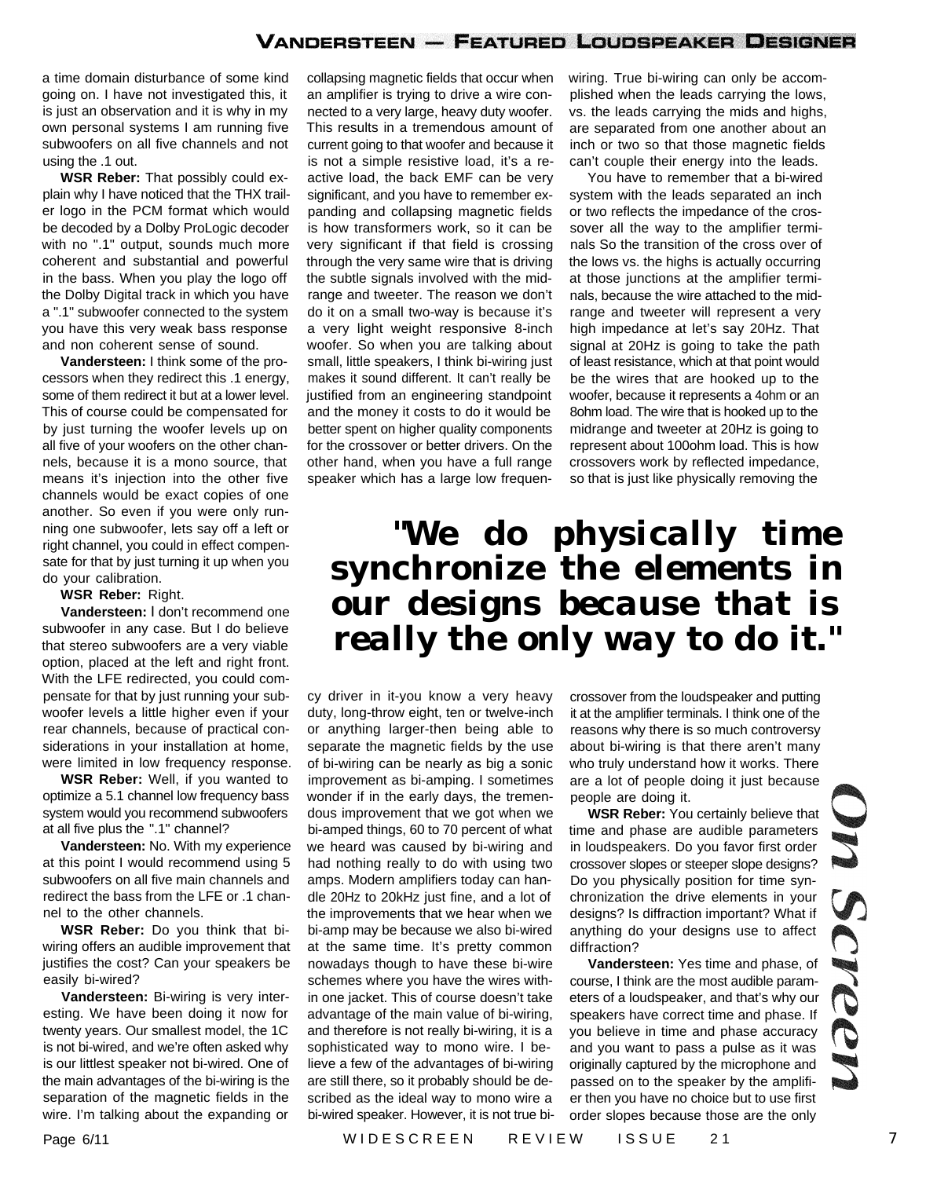a time domain disturbance of some kind going on. I have not investigated this, it is just an observation and it is why in my own personal systems I am running five subwoofers on all five channels and not using the .1 out.

**WSR Reber:** That possibly could explain why I have noticed that the THX trailer logo in the PCM format which would be decoded by a Dolby ProLogic decoder with no ".1" output, sounds much more coherent and substantial and powerful in the bass. When you play the logo off the Dolby Digital track in which you have a ".1" subwoofer connected to the system you have this very weak bass response and non coherent sense of sound.

**Vandersteen:** I think some of the processors when they redirect this .1 energy, some of them redirect it but at a lower level. This of course could be compensated for by just turning the woofer levels up on all five of your woofers on the other channels, because it is a mono source, that means it's injection into the other five channels would be exact copies of one another. So even if you were only running one subwoofer, lets say off a left or right channel, you could in effect compensate for that by just turning it up when you do your calibration.

**WSR Reber:** Right.

**Vandersteen:** I don't recommend one subwoofer in any case. But I do believe that stereo subwoofers are a very viable option, placed at the left and right front. With the LFE redirected, you could compensate for that by just running your subwoofer levels a little higher even if your rear channels, because of practical considerations in your installation at home, were limited in low frequency response.

**WSR Reber:** Well, if you wanted to optimize a 5.1 channel low frequency bass system would you recommend subwoofers at all five plus the ".1" channel?

**Vandersteen:** No. With my experience at this point I would recommend using 5 subwoofers on all five main channels and redirect the bass from the LFE or .1 channel to the other channels.

**WSR Reber:** Do you think that bi-wiring offers an audible improvement that justifies the cost? Can your speakers be easily bi-wired?

**Vandersteen:** Bi-wiring is very interesting. We have been doing it now for twenty years. Our smallest model, the 1C is not bi-wired, and we're often asked why is our littlest speaker not bi-wired. One of the main advantages of the bi-wiring is the separation of the magnetic fields in the wire. I'm talking about the expanding or collapsing magnetic fields that occur when an amplifier is trying to drive a wire connected to a very large, heavy duty woofer. This results in a tremendous amount of current going to that woofer and because it is not a simple resistive load, it's a reactive load, the back EMF can be very significant, and you have to remember expanding and collapsing magnetic fields is how transformers work, so it can be very significant if that field is crossing through the very same wire that is driving the subtle signals involved with the midrange and tweeter. The reason we don't do it on a small two-way is because it's a very light weight responsive 8-inch woofer. So when you are talking about small, little speakers, I think bi-wiring just makes it sound different. It can't really be justified from an engineering standpoint and the money it costs to do it would be better spent on higher quality components for the crossover or better drivers. On the other hand, when you have a full range speaker which has a large low frequency driver in it-you know a very heavy duty, long-throw eight, ten or twelve-inch or anything larger-then being able to separate the magnetic fields by the use of bi-wiring can be nearly as big a sonic improvement as bi-amping. I sometimes wonder if in the early days, the tremendous improvement that we got when we bi-amped things, 60 to 70 percent of what we heard was caused by bi-wiring and had nothing really to do with using two amps. Modern amplifiers today can handle 20Hz to 20kHz just fine, and a lot of the improvements that we hear when we bi-amp may be because we also bi-wired at the same time. It's pretty common nowadays though to have these bi-wire schemes where you have the wires within one jacket. This of course doesn't take advantage of the main value of bi-wiring, and therefore is not really bi-wiring, it is a sophisticated way to mono wire. I believe a few of the advantages of bi-wiring are still there, so it probably should be described as the ideal way to mono wire a bi-wired speaker. However, it is not true bi-wiring. True bi-wiring can only be accomplished when the leads carrying the lows, vs. the leads carrying the mids and highs, are separated from one another about an inch or two so that those magnetic fields can't couple their energy into the leads.

You have to remember that a bi-wired system with the leads separated an inch or two reflects the impedance of the crossover all the way to the amplifier terminals So the transition of the cross over of the lows vs. the highs is actually occurring at those junctions at the amplifier terminals, because the wire attached to the midrange and tweeter will represent a very high impedance at let's say 20Hz. That signal at 20Hz is going to take the path of least resistance, which at that point would be the wires that are hooked up to the woofer, because it represents a 4ohm or an 8ohm load. The wire that is hooked up to the midrange and tweeter at 20Hz is going to represent about 100ohm load. This is how crossovers work by reflected impedance, so that is just like physically removing the crossover from the loudspeaker and putting it at the amplifier terminals. I think one of the reasons why there is so much controversy about bi-wiring is that there aren't many who truly understand how it works. There are a lot of people doing it just because people are doing it.

> **"We do physically time synchronize the elements in our designs because that is really the only way to do it."**

**WSR Reber:** You certainly believe that time and phase are audible parameters in loudspeakers. Do you favor first order crossover slopes or steeper slope designs? Do you physically position for time synchronization the drive elements in your designs? Is diffraction important? What if anything do your designs use to affect diffraction?

**Vandersteen:** Yes time and phase, of course, I think are the most audible parameters of a loudspeaker, and that's why our speakers have correct time and phase. If you believe in time and phase accuracy and you want to pass a pulse as it was originally captured by the microphone and passed on to the speaker by the amplifier then you have no choice but to use first order slopes because those are the only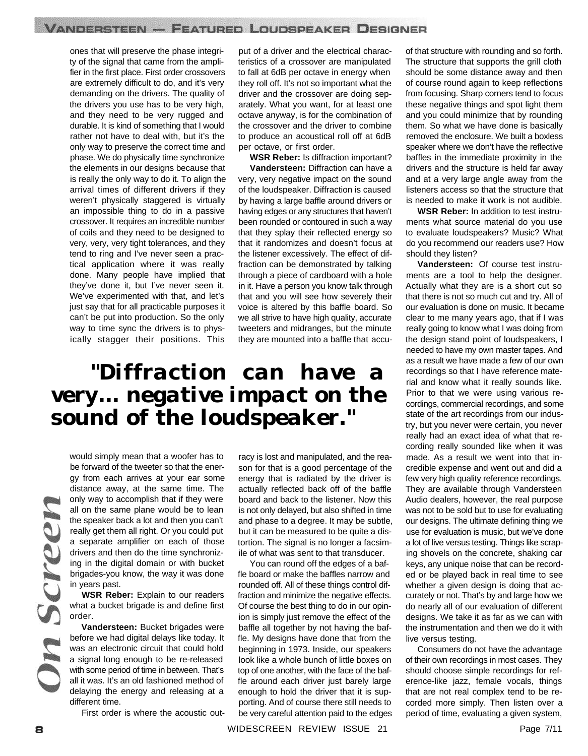ones that will preserve the phase integrity of the signal that came from the amplifier in the first place. First order crossovers are extremely difficult to do, and it's very demanding on the drivers. The quality of the drivers you use has to be very high, and they need to be very rugged and durable. It is kind of something that I would rather not have to deal with, but it's the only way to preserve the correct time and phase. We do physically time synchronize the elements in our designs because that is really the only way to do it. To align the arrival times of different drivers if they weren't physically staggered is virtually an impossible thing to do in a passive crossover. It requires an incredible number of coils and they need to be designed to very, very, very tight tolerances, and they tend to ring and I've never seen a practical application where it was really done. Many people have implied that they've done it, but I've never seen it. We've experimented with that, and let's just say that for all practicable purposes it can't be put into production. So the only way to time sync the drivers is to physically stagger their positions. This would simply mean that a woofer has to be forward of the tweeter so that the energy from each arrives at your ear some distance away, at the same time. The only way to accomplish that if they were all on the same plane would be to lean the speaker back a lot and then you can't really get them all right. Or you could put a separate amplifier on each of those drivers and then do the time synchronizing in the digital domain or with bucket brigades-you know, the way it was done in years past.

**WSR Reber:** Explain to our readers what a bucket brigade is and define first order.

**Vandersteen:** Bucket brigades were before we had digital delays like today. It was an electronic circuit that could hold a signal long enough to be re-released with some period of time in between. That's all it was. It's an old fashioned method of delaying the energy and releasing at a different time.

First order is where the acoustic output of a driver and the electrical characteristics of a crossover are manipulated to fall at 6dB per octave in energy when they roll off. It's not so important what the driver and the crossover are doing separately. What you want, for at least one octave anyway, is for the combination of the crossover and the driver to combine to produce an acoustical roll off at 6dB per octave, or first order.

**WSR Reber:** Is diffraction important?

**Vandersteen:** Diffraction can have a very, very negative impact on the sound of the loudspeaker. Diffraction is caused by having a large baffle around drivers or having edges or any structures that haven't been rounded or contoured in such a way that they splay their reflected energy so that it randomizes and doesn't focus at the listener excessively. The effect of diffraction can be demonstrated by talking through a piece of cardboard with a hole in it. Have a person you know talk through that and you will see how severely their voice is altered by this baffle board. So we all strive to have high quality, accurate tweeters and midranges, but the minute they are mounted into a baffle that accuracy is lost and manipulated, and the reason for that is a good percentage of the energy that is radiated by the driver is actually reflected back off of the baffle board and back to the listener. Now this is not only delayed, but also shifted in time and phase to a degree. It may be subtle, but it can be measured to be quite a distortion. The signal is no longer a facsimile of what was sent to that transducer.

## "Diffraction can have a very... negative impact on the sound of the loudspeaker."

You can round off the edges of a baffle board or make the baffles narrow and rounded off. All of these things control diffraction and minimize the negative effects. Of course the best thing to do in our opinion is simply just remove the effect of the baffle all together by not having the baffle. My designs have done that from the beginning in 1973. Inside, our speakers look like a whole bunch of little boxes on top of one another, with the face of the baffle around each driver just barely large enough to hold the driver that it is supporting. And of course there still needs to be very careful attention paid to the edges of that structure with rounding and so forth. The structure that supports the grill cloth should be some distance away and then of course round again to keep reflections from focusing. Sharp corners tend to focus these negative things and spot light them and you could minimize that by rounding them. So what we have done is basically removed the enclosure. We built a boxless speaker where we don't have the reflective baffles in the immediate proximity in the drivers and the structure is held far away and at a very large angle away from the listeners access so that the structure that is needed to make it work is not audible.

**WSR Reber:** In addition to test instruments what source material do you use to evaluate loudspeakers? Music? What do you recommend our readers use? How should they listen?

**Vandersteen:** Of course test instruments are a tool to help the designer. Actually what they are is a short cut so that there is not so much cut and try. All of our evaluation is done on music. It became clear to me many years ago, that if I was really going to know what I was doing from the design stand point of loudspeakers, I needed to have my own master tapes. And as a result we have made a few of our own recordings so that I have reference material and know what it really sounds like. Prior to that we were using various recordings, commercial recordings, and some state of the art recordings from our industry, but you never were certain, you never really had an exact idea of what that recording really sounded like when it was made. As a result we went into that incredible expense and went out and did a few very high quality reference recordings. They are available through Vandersteen Audio dealers, however, the real purpose was not to be sold but to use for evaluating our designs. The ultimate defining thing we use for evaluation is music, but we've done a lot of live versus testing. Things like scraping shovels on the concrete, shaking car keys, any unique noise that can be recorded or be played back in real time to see whether a given design is doing that accurately or not. That's by and large how we do nearly all of our evaluation of different designs. We take it as far as we can with the instrumentation and then we do it with live versus testing.

Consumers do not have the advantage of their own recordings in most cases. They should choose simple recordings for reference-like jazz, female vocals, things that are not real complex tend to be recorded more simply. Then listen over a period of time, evaluating a given system,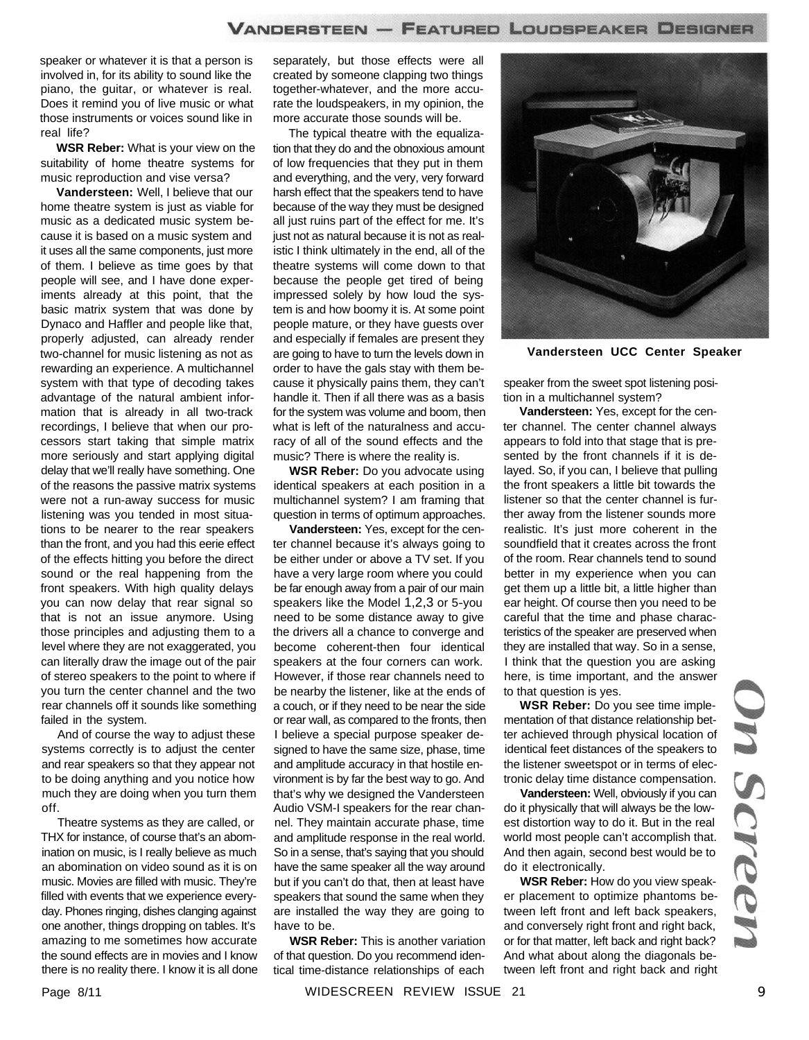speaker or whatever it is that a person is involved in, for its ability to sound like the piano, the guitar, or whatever is real. Does it remind you of live music or what those instruments or voices sound like in real life?

**WSR Reber:** What is your view on the suitability of home theatre systems for music reproduction and vise versa?

**Vandersteen:** Well, I believe that our home theatre system is just as viable for music as a dedicated music system because it is based on a music system and it uses all the same components, just more of them. I believe as time goes by that people will see, and I have done experiments already at this point, that the basic matrix system that was done by Dynaco and Haffler and people like that, properly adjusted, can already render two-channel for music listening as not as rewarding an experience. A multichannel system with that type of decoding takes advantage of the natural ambient information that is already in all two-track recordings, I believe that when our processors start taking that simple matrix more seriously and start applying digital delay that we'll really have something. One of the reasons the passive matrix systems were not a run-away success for music listening was you tended in most situations to be nearer to the rear speakers than the front, and you had this eerie effect of the effects hitting you before the direct sound or the real happening from the front speakers. With high quality delays you can now delay that rear signal so that is not an issue anymore. Using those principles and adjusting them to a level where they are not exaggerated, you can literally draw the image out of the pair of stereo speakers to the point to where if you turn the center channel and the two rear channels off it sounds like something failed in the system.

And of course the way to adjust these systems correctly is to adjust the center and rear speakers so that they appear not to be doing anything and you notice how much they are doing when you turn them off.

Theatre systems as they are called, or THX for instance, of course that's an abomination on music, is I really believe as much an abomination on video sound as it is on music. Movies are filled with music. They're filled with events that we experience everyday. Phones ringing, dishes clanging against one another, things dropping on tables. It's amazing to me sometimes how accurate the sound effects are in movies and I know there is no reality there. I know it is all done separately, but those effects were all created by someone clapping two things together-whatever, and the more accurate the loudspeakers, in my opinion, the more accurate those sounds will be.

The typical theatre with the equalization that they do and the obnoxious amount of low frequencies that they put in them and everything, and the very, very forward harsh effect that the speakers tend to have because of the way they must be designed all just ruins part of the effect for me. It's just not as natural because it is not as realistic I think ultimately in the end, all of the theatre systems will come down to that because the people get tired of being impressed solely by how loud the system is and how boomy it is. At some point people mature, or they have guests over and especially if females are present they are going to have to turn the levels down in order to have the gals stay with them because it physically pains them, they can't handle it. Then if all there was as a basis for the system was volume and boom, then what is left of the naturalness and accuracy of all of the sound effects and the music? There is where the reality is.

**WSR Reber:** Do you advocate using identical speakers at each position in a multichannel system? I am framing that question in terms of optimum approaches.

**Vandersteen:** Yes, except for the center channel because it's always going to be either under or above a TV set. If you have a very large room where you could be far enough away from a pair of our main speakers like the Model 1,2,3 or 5-you need to be some distance away to give the drivers all a chance to converge and become coherent-then four identical speakers at the four corners can work. However, if those rear channels need to be nearby the listener, like at the ends of a couch, or if they need to be near the side or rear wall, as compared to the fronts, then I believe a special purpose speaker designed to have the same size, phase, time and amplitude accuracy in that hostile environment is by far the best way to go. And that's why we designed the Vandersteen Audio VSM-I speakers for the rear channel. They maintain accurate phase, time and amplitude response in the real world. So in a sense, that's saying that you should have the same speaker all the way around but if you can't do that, then at least have speakers that sound the same when they are installed the way they are going to have to be.

**WSR Reber:** This is another variation of that question. Do you recommend identical time-distance relationships of each speaker from the sweet spot listening position in a multichannel system?

**Vandersteen UCC Center Speaker**

**Vandersteen:** Yes, except for the center channel. The center channel always appears to fold into that stage that is presented by the front channels if it is delayed. So, if you can, I believe that pulling the front speakers a little bit towards the listener so that the center channel is further away from the listener sounds more realistic. It's just more coherent in the soundfield that it creates across the front of the room. Rear channels tend to sound better in my experience when you can get them up a little bit, a little higher than ear height. Of course then you need to be careful that the time and phase characteristics of the speaker are preserved when they are installed that way. So in a sense, I think that the question you are asking here, is time important, and the answer to that question is yes.

**WSR Reber:** Do you see time implementation of that distance relationship better achieved through physical location of identical feet distances of the speakers to the listener sweetspot or in terms of electronic delay time distance compensation.

**Vandersteen:** Well, obviously if you can do it physically that will always be the lowest distortion way to do it. But in the real world most people can't accomplish that. And then again, second best would be to do it electronically.

**WSR Reber:** How do you view speaker placement to optimize phantoms between left front and left back speakers, and conversely right front and right back, or for that matter, left back and right back? And what about along the diagonals between left front and right back and right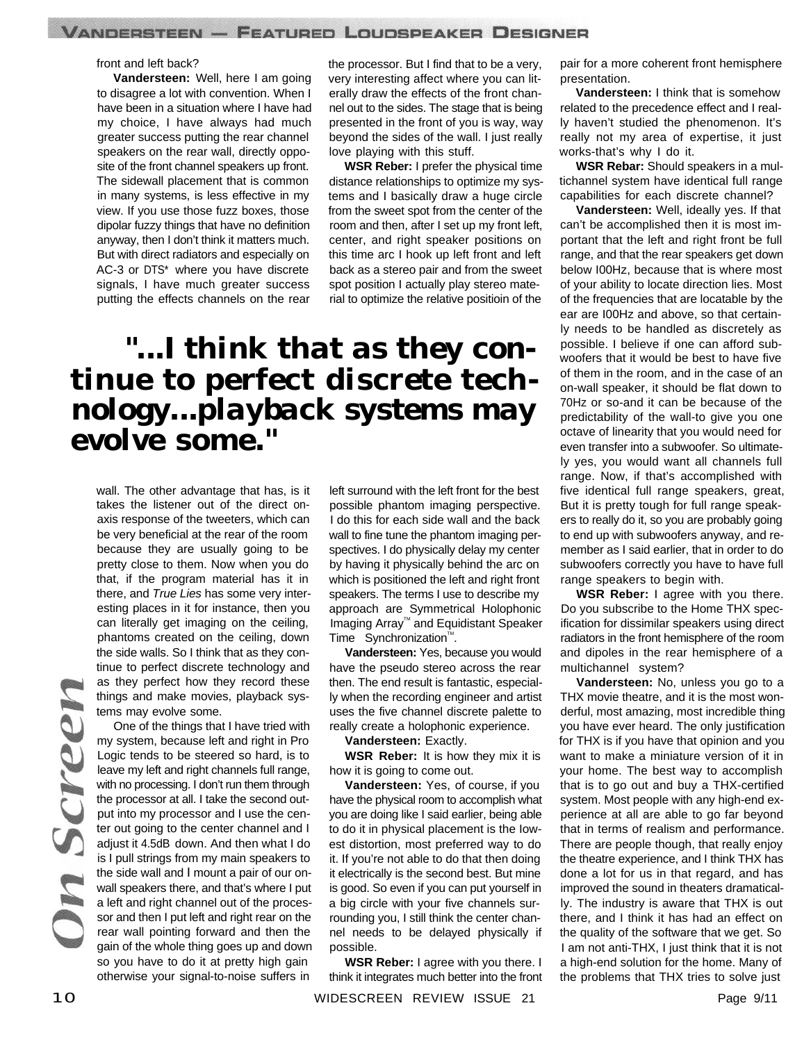front and left back?

**Vandersteen:** Well, here I am going to disagree a lot with convention. When I have been in a situation where I have had my choice, I have always had much greater success putting the rear channel speakers on the rear wall, directly opposite of the front channel speakers up front. The sidewall placement that is common in many systems, is less effective in my view. If you use those fuzz boxes, those dipolar fuzzy things that have no definition anyway, then I don't think it matters much. But with direct radiators and especially on AC-3 or DTS* where you have discrete signals, I have much greater success putting the effects channels on the rear wall. The other advantage that has, is it takes the listener out of the direct on-axis response of the tweeters, which can be very beneficial at the rear of the room because they are usually going to be pretty close to them. Now when you do that, if the program material has it in there, and *True Lies* has some very interesting places in it for instance, then you can literally get imaging on the ceiling, phantoms created on the ceiling, down the side walls. So I think that as they continue to perfect discrete technology and as they perfect how they record these things and make movies, playback systems may evolve some.

One of the things that I have tried with my system, because left and right in Pro Logic tends to be steered so hard, is to leave my left and right channels full range, with no processing. I don't run them through the processor at all. I take the second output into my processor and I use the center out going to the center channel and I adjust it 4.5dB down. And then what I do is I pull strings from my main speakers to the side wall and I mount a pair of our on-wall speakers there, and that's where I put a left and right channel out of the processor and then I put left and right rear on the rear wall pointing forward and then the gain of the whole thing goes up and down so you have to do it at pretty high gain otherwise your signal-to-noise suffers in the processor. But I find that to be a very, very interesting affect where you can literally draw the effects of the front channel out to the sides. The stage that is being presented in the front of you is way, way beyond the sides of the wall. I just really love playing with this stuff.

**WSR Reber:** I prefer the physical time distance relationships to optimize my systems and I basically draw a huge circle from the sweet spot from the center of the room and then, after I set up my front left, center, and right speaker positions on this time arc I hook up left front and left back as a stereo pair and from the sweet spot position I actually play stereo material to optimize the relative positioit of the left surround with the left front for the best possible phantom imaging perspective. I do this for each side wall and the back wall to fine tune the phantom imaging perspectives. I do physically delay my center by having it physically behind the arc on which is positioned the left and right front speakers. The terms I use to describe my approach are Symmetrical Holophonic Imaging Array™ and Equidistant Speaker Time Synchronization™.

**Vandersteen:** Yes, because you would have the pseudo stereo across the rear then. The end result is fantastic, especially when the recording engineer and artist uses the five channel discrete palette to really create a holophonic experience.

**Vandersteen:** Exactly.

**WSR Reber:** It is how they mix it is how it is going to come out.

**Vandersteen:** Yes, of course, if you have the physical room to accomplish what you are doing like I said earlier, being able to do it in physical placement is the lowest distortion, most preferred way to do it. If you're not able to do that then doing it electrically is the second best. But mine is good. So even if you can put yourself in a big circle with your five channels surrounding you, I still think the center channel needs to be delayed physically if possible.

**WSR Reber:** I agree with you there. I think it integrates much better into the front pair for a more coherent front hemisphere presentation.

**Vandersteen:** I think that is somehow related to the precedence effect and I really haven't studied the phenomenon. It's really not my area of expertise, it just works-that's why I do it.

**WSR Rebar:** Should speakers in a multichannel system have identical full range capabilities for each discrete channel?

**Vandersteen:** Well, ideally yes. If that can't be accomplished then it is most important that the left and right front be full range, and that the rear speakers get down below 100Hz, because that is where most of your ability to locate direction lies. Most of the frequencies that are locatable by the ear are 100Hz and above, so that certainly needs to be handled as discretely as possible. I believe if one can afford subwoofers that it would be best to have five of them in the room, and in the case of an on-wall speaker, it should be flat down to 70Hz or so-and it can be because of the predictability of the wall-to give you one octave of linearity that you would need for even transfer into a subwoofer. So ultimately yes, you would want all channels full range. Now, if that's accomplished with five identical full range speakers, great, But it is pretty tough for full range speakers to really do it, so you are probably going to end up with subwoofers anyway, and remember as I said earlier, that in order to do subwoofers correctly you have to have full range speakers to begin with.

**WSR Reber:** I agree with you there. Do you subscribe to the Home THX specification for dissimilar speakers using direct radiators in the front hemisphere of the room and dipoles in the rear hemisphere of a multichannel system?

**Vandersteen:** No, unless you go to a THX movie theatre, and it is the most wonderful, most amazing, most incredible thing you have ever heard. The only justification for THX is if you have that opinion and you want to make a miniature version of it in your home. The best way to accomplish that is to go out and buy a THX-certified system. Most people with any high-end experience at all are able to go far beyond that in terms of realism and performance. There are people though, that really enjoy the theatre experience, and I think THX has done a lot for us in that regard, and has improved the sound in theaters dramatically. The industry is aware that THX is out there, and I think it has had an effect on the quality of the software that we get. So I am not anti-THX, I just think that it is not a high-end solution for the home. Many of the problems that THX tries to solve just

## "...I think that as they continue to perfect discrete technology...playback systems may evolve some."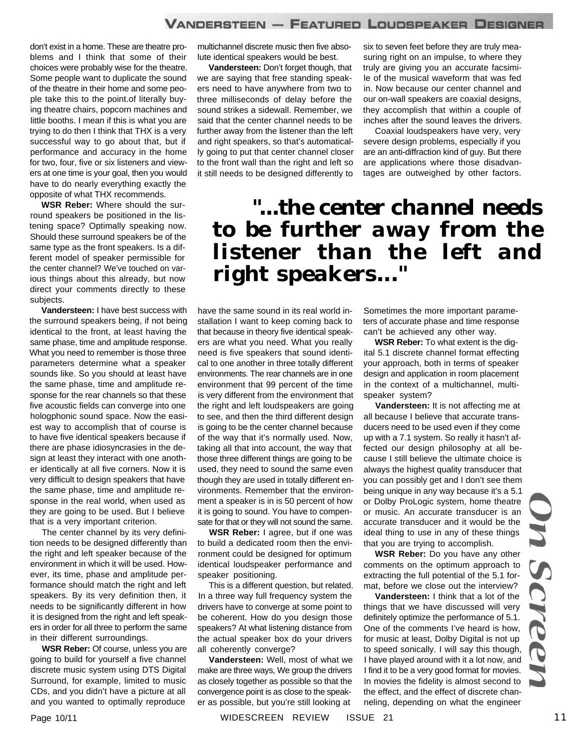don't exist in a home. These are theatre problems and I think that some of their choices were probably wise for the theatre. Some people want to duplicate the sound of the theatre in their home and some people take this to the point.of literally buying theatre chairs, popcorn machines and little booths. I mean if this is what you are trying to do then I think that THX is a very successful way to go about that, but if performance and accuracy in the home for two, four, five or six listeners and viewers at one time is your goal, then you would have to do nearly everything exactly the opposite of what THX recommends.

**WSR Reber:** Where should the surround speakers be positioned in the listening space? Optimally speaking now. Should these surround speakers be of the same type as the front speakers. Is a different model of speaker permissible for the center channel? We've touched on various things about this already, but now direct your comments directly to these subjects.

**Vandersteen:** I have best success with the surround speakers being, if not being identical to the front, at least having the same phase, time and amplitude response. What you need to remember is those three parameters determine what a speaker sounds like. So you should at least have the same phase, time and amplitude response for the rear channels so that these five acoustic fields can converge into one holographic sound space. Now the easiest way to accomplish that of course is to have five identical speakers because if there are phase idiosyncrasies in the design at least they interact with one another identically at all five corners. Now it is very difficult to design speakers that have the same phase, time and amplitude response in the real world, when used as they are going to be used. But I believe that is a very important criterion.

The center channel by its very definition needs to be designed differently than the right and left speaker because of the environment in which it will be used. However, its time, phase and amplitude performance should match the right and left speakers. By its very definition then, it needs to be significantly different in how it is designed from the right and left speakers in order for all three to perform the same in their different surroundings.

**WSR Reber:** Of course, unless you are going to build for yourself a five channel discrete music system using DTS Digital Surround, for example, limited to music CDs, and you didn't have a picture at all and you wanted to optimally reproduce multichannel discrete music then five absolute identical speakers would be best.

**Vandersteen:** Don't forget though, that we are saying that free standing speakers need to have anywhere from two to three milliseconds of delay before the sound strikes a sidewall. Remember, we said that the center channel needs to be further away from the listener than the left and right speakers, so that's automatically going to put that center channel closer to the front wall than the right and left so it still needs to be designed differently to have the same sound in its real world installation I want to keep coming back to that because in theory five identical speakers are what you need. What you really need is five speakers that sound identical to one another in three totally different environments. The rear channels are in one environment that 99 percent of the time is very different from the environment that the right and left loudspeakers are going to see, and then the third different design is going to be the center channel because of the way that it's normally used. Now, taking all that into account, the way that those three different things are going to be used, they need to sound the same even though they are used in totally different environments. Remember that the environment a speaker is in is 50 percent of how it is going to sound. You have to compensate for that or they will not sound the same.

> **"...the center channel needs to be further away from the listener than the left and right speakers..."**

**WSR Reber:** I agree, but if one was to build a dedicated room then the environment could be designed for optimum identical loudspeaker performance and speaker positioning.

This is a different question, but related. In a three way full frequency system the drivers have to converge at some point to be coherent. How do you design those speakers? At what listening distance from the actual speaker box do your drivers all coherently converge?

**Vandersteen:** Well, most of what we make are three ways, We group the drivers as closely together as possible so that the convergence point is as close to the speaker as possible, but you're still looking at six to seven feet before they are truly measuring right on an impulse, to where they truly are giving you an accurate facsimile of the musical waveform that was fed in. Now because our center channel and our on-wall speakers are coaxial designs, they accomplish that within a couple of inches after the sound leaves the drivers.

Coaxial loudspeakers have very, very severe design problems, especially if you are an anti-diffraction kind of guy. But there are applications where those disadvantages are outweighed by other factors. Sometimes the more important parameters of accurate phase and time response can't be achieved any other way.

**WSR Reber:** To what extent is the digital 5.1 discrete channel format effecting your approach, both in terms of speaker design and application in room placement in the context of a multichannel, multi-speaker system?

**Vandersteen:** It is not affecting me at all because I believe that accurate transducers need to be used even if they come up with a 7.1 system. So really it hasn't affected our design philosophy at all because I still believe the ultimate choice is always the highest quality transducer that you can possibly get and I don't see them being unique in any way because it's a 5.1 or Dolby ProLogic system, home theatre or music. An accurate transducer is an accurate transducer and it would be the ideal thing to use in any of these things that you are trying to accomplish.

**WSR Reber:** Do you have any other comments on the optimum approach to extracting the full potential of the 5.1 format, before we close out the interview?

**Vandersteen:** I think that a lot of the things that we have discussed will very definitely optimize the performance of 5.1. One of the comments I've heard is how, for music at least, Dolby Digital is not up to speed sonically. I will say this though, I have played around with it a lot now, and I find it to be a very good format for movies. In movies the fidelity is almost second to the effect, and the effect of discrete channeling, depending on what the engineer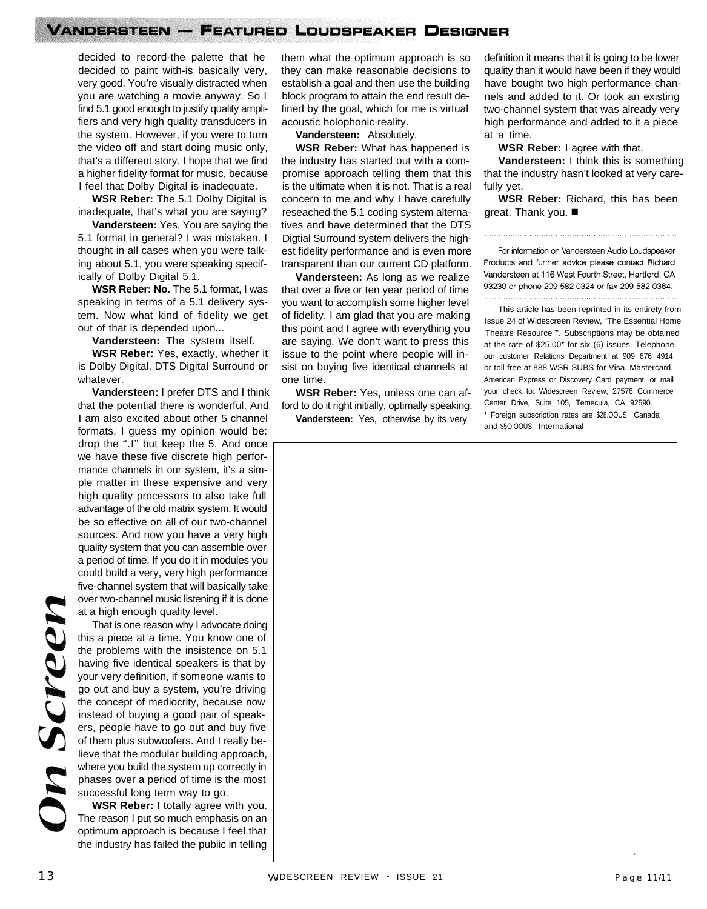decided to record-the palette that he decided to paint with-is basically very, very good. You're visually distracted when you are watching a movie anyway. So I find 5.1 good enough to justify quality amplifiers and very high quality transducers in the system. However, if you were to turn the video off and start doing music only, that's a different story. I hope that we find a higher fidelity format for music, because I feel that Dolby Digital is inadequate.

**WSR Reber:** The 5.1 Dolby Digital is inadequate, that's what you are saying?

**Vandersteen:** Yes. You are saying the 5.1 format in general? I was mistaken. I thought in all cases when you were talking about 5.1, you were speaking specifically of Dolby Digital 5.1.

**WSR Reber: No.** The 5.1 format, I was speaking in terms of a 5.1 delivery system. Now what kind of fidelity we get out of that is depended upon...

**Vandersteen:** The system itself.

**WSR Reber:** Yes, exactly, whether it is Dolby Digital, DTS Digital Surround or whatever.

**Vandersteen:** I prefer DTS and I think that the potential there is wonderful. And I am also excited about other 5 channel formats, I guess my opinion would be: drop the ".I" but keep the 5. And once we have these five discrete high performance channels in our system, it's a simple matter in these expensive and very high quality processors to also take full advantage of the old matrix system. It would be so effective on all of our two-channel sources. And now you have a very high quality system that you can assemble over a period of time. If you do it in modules you could build a very, very high performance five-channel system that will basically take over two-channel music listening if it is done at a high enough quality level.

That is one reason why I advocate doing this a piece at a time. You know one of the problems with the insistence on 5.1 having five identical speakers is that by your very definition, if someone wants to go out and buy a system, you're driving the concept of mediocrity, because now instead of buying a good pair of speakers, people have to go out and buy five of them plus subwoofers. And I really believe that the modular building approach, where you build the system up correctly in phases over a period of time is the most successful long term way to go.

**WSR Reber:** I totally agree with you. The reason I put so much emphasis on an optimum approach is because I feel that the industry has failed the public in telling them what the optimum approach is so they can make reasonable decisions to establish a goal and then use the building block program to attain the end result defined by the goal, which for me is virtual acoustic holophonic reality.

**Vandersteen:** Absolutely.

**WSR Reber:** What has happened is the industry has started out with a compromise approach telling them that this is the ultimate when it is not. That is a real concern to me and why I have carefully reseached the 5.1 coding system alternatives and have determined that the DTS Digtial Surround system delivers the highest fidelity performance and is even more transparent than our current CD platform.

**Vandersteen:** As long as we realize that over a five or ten year period of time you want to accomplish some higher level of fidelity. I am glad that you are making this point and I agree with everything you are saying. We don't want to press this issue to the point where people will insist on buying five identical channels at one time.

**WSR Reber:** Yes, unless one can afford to do it right initially, optimally speaking.

**Vandersteen:** Yes, otherwise by its very definition it means that it is going to be lower quality than it would have been if they would have bought two high performance channels and added to it. Or took an existing two-channel system that was already very high performance and added to it a piece at a time.

**WSR Reber:** I agree with that.

**Vandersteen:** I think this is something that the industry hasn't looked at very carefully yet.

**WSR Reber:** Richard, this has been great. Thank you. ■

For information on Vandersteen Audio Loudspeaker Products and further advice please contact Richard Vandersteen at 116 West Fourth Street, Hartford, CA 93230 or phone 209 582 0324 or fax 209 582 0364.

This article has been reprinted in its entirety from Issue 24 of Widescreen Review, "The Essential Home Theatre Resource™". Subscriptions may be obtained at the rate of $25.00* for six (6) issues. Telephone our customer Relations Department at 909 676 4914 or toll free at 888 WSR SUBS for Visa, Mastercard, American Express or Discovery Card payment, or mail your check to: Widescreen Review, 27576 Commerce Center Drive, Suite 105, Temecula, CA 92590.

* Foreign subscription rates are $28.00US Canada and $50.00US International